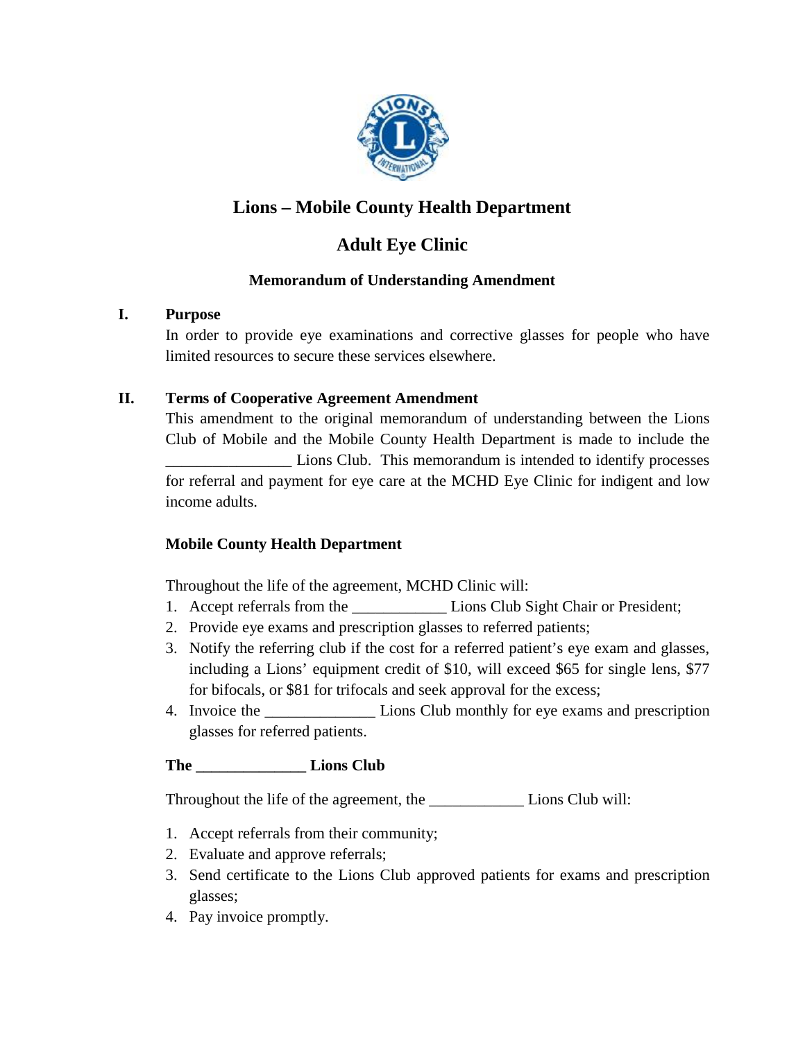# Lions – Mobile County Health Department

## Adult Eye Clinic

### Memorandum of Understanding Amendment

**I. Purpose**

In order to provide eye examinations and corrective glasses for people who have limited resources to secure these services elsewhere.

**II. Terms of Cooperative Agreement Amendment**

This amendment to the original memorandum of understanding between the Lions Club of Mobile and the Mobile County Health Department is made to include the ________________ Lions Club. This memorandum is intended to identify processes for referral and payment for eye care at the MCHD Eye Clinic for indigent and low income adults.

**Mobile County Health Department**

Throughout the life of the agreement, MCHD Clinic will:

1. Accept referrals from the ____________ Lions Club Sight Chair or President;
2. Provide eye exams and prescription glasses to referred patients;
3. Notify the referring club if the cost for a referred patient's eye exam and glasses, including a Lions' equipment credit of $10, will exceed $65 for single lens, $77 for bifocals, or $81 for trifocals and seek approval for the excess;
4. Invoice the ______________ Lions Club monthly for eye exams and prescription glasses for referred patients.

**The ______________ Lions Club**

Throughout the life of the agreement, the ____________ Lions Club will:

1. Accept referrals from their community;
2. Evaluate and approve referrals;
3. Send certificate to the Lions Club approved patients for exams and prescription glasses;
4. Pay invoice promptly.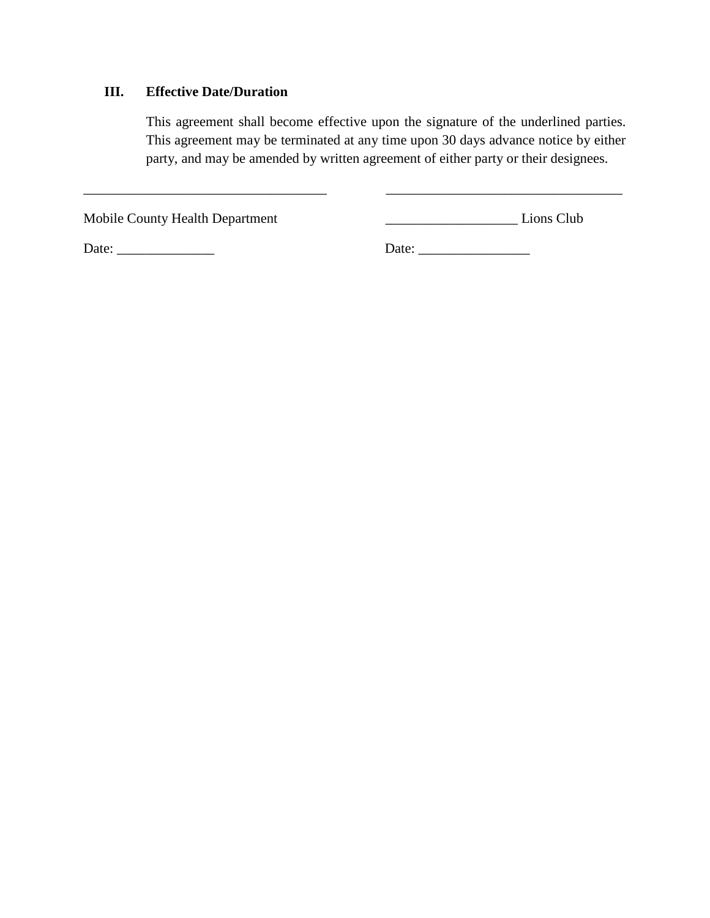### III. Effective Date/Duration

This agreement shall become effective upon the signature of the underlined parties. This agreement may be terminated at any time upon 30 days advance notice by either party, and may be amended by written agreement of either party or their designees.

| | |
|---|---|
| ___________________________________ | ___________________________________ |
| Mobile County Health Department | ___________________ Lions Club |
| Date: ______________ | Date: ________________ |